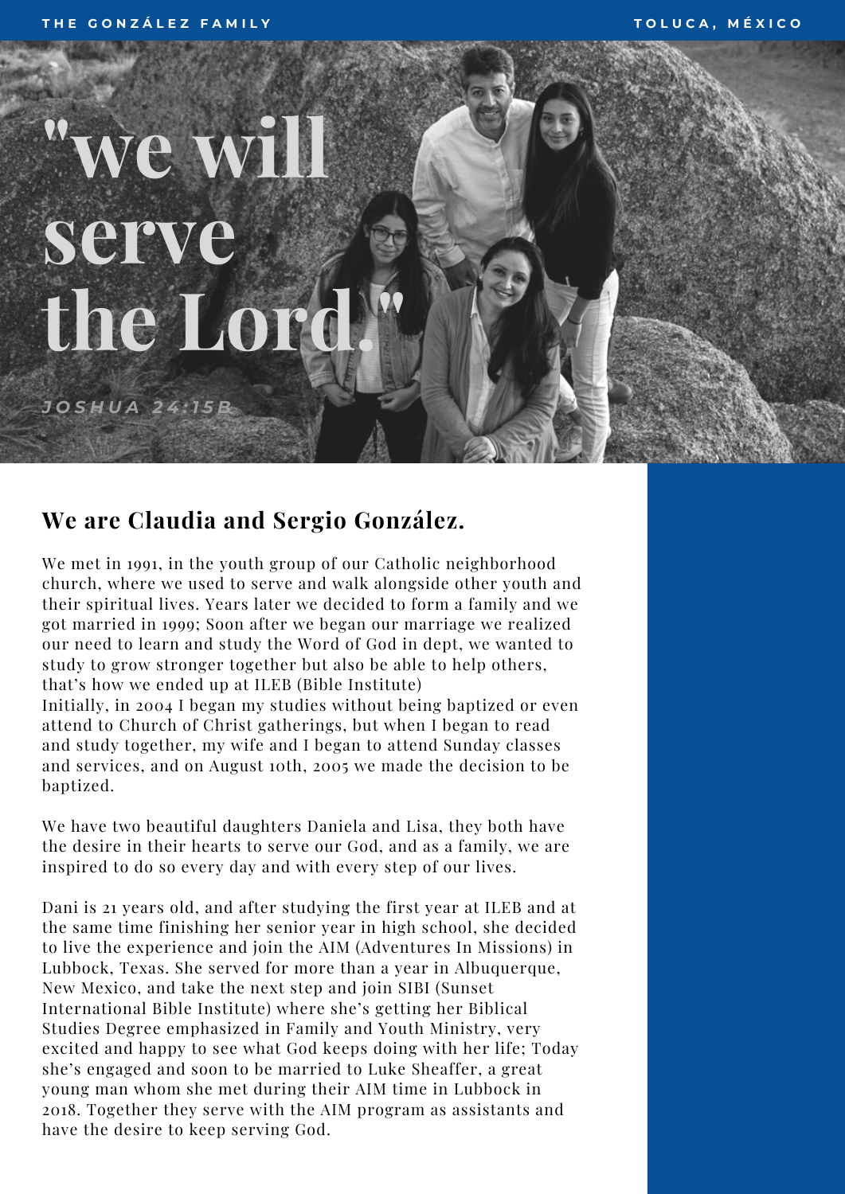# "we will serve the Lord."

*JOSHUA 24:15B*

## We are Claudia and Sergio González.

We met in 1991, in the youth group of our Catholic neighborhood church, where we used to serve and walk alongside other youth and their spiritual lives. Years later we decided to form a family and we got married in 1999; Soon after we began our marriage we realized our need to learn and study the Word of God in dept, we wanted to study to grow stronger together but also be able to help others, that's how we ended up at ILEB (Bible Institute)
Initially, in 2004 I began my studies without being baptized or even attend to Church of Christ gatherings, but when I began to read and study together, my wife and I began to attend Sunday classes and services, and on August 10th, 2005 we made the decision to be baptized.

We have two beautiful daughters Daniela and Lisa, they both have the desire in their hearts to serve our God, and as a family, we are inspired to do so every day and with every step of our lives.

Dani is 21 years old, and after studying the first year at ILEB and at the same time finishing her senior year in high school, she decided to live the experience and join the AIM (Adventures In Missions) in Lubbock, Texas. She served for more than a year in Albuquerque, New Mexico, and take the next step and join SIBI (Sunset International Bible Institute) where she's getting her Biblical Studies Degree emphasized in Family and Youth Ministry, very excited and happy to see what God keeps doing with her life; Today she's engaged and soon to be married to Luke Sheaffer, a great young man whom she met during their AIM time in Lubbock in 2018. Together they serve with the AIM program as assistants and have the desire to keep serving God.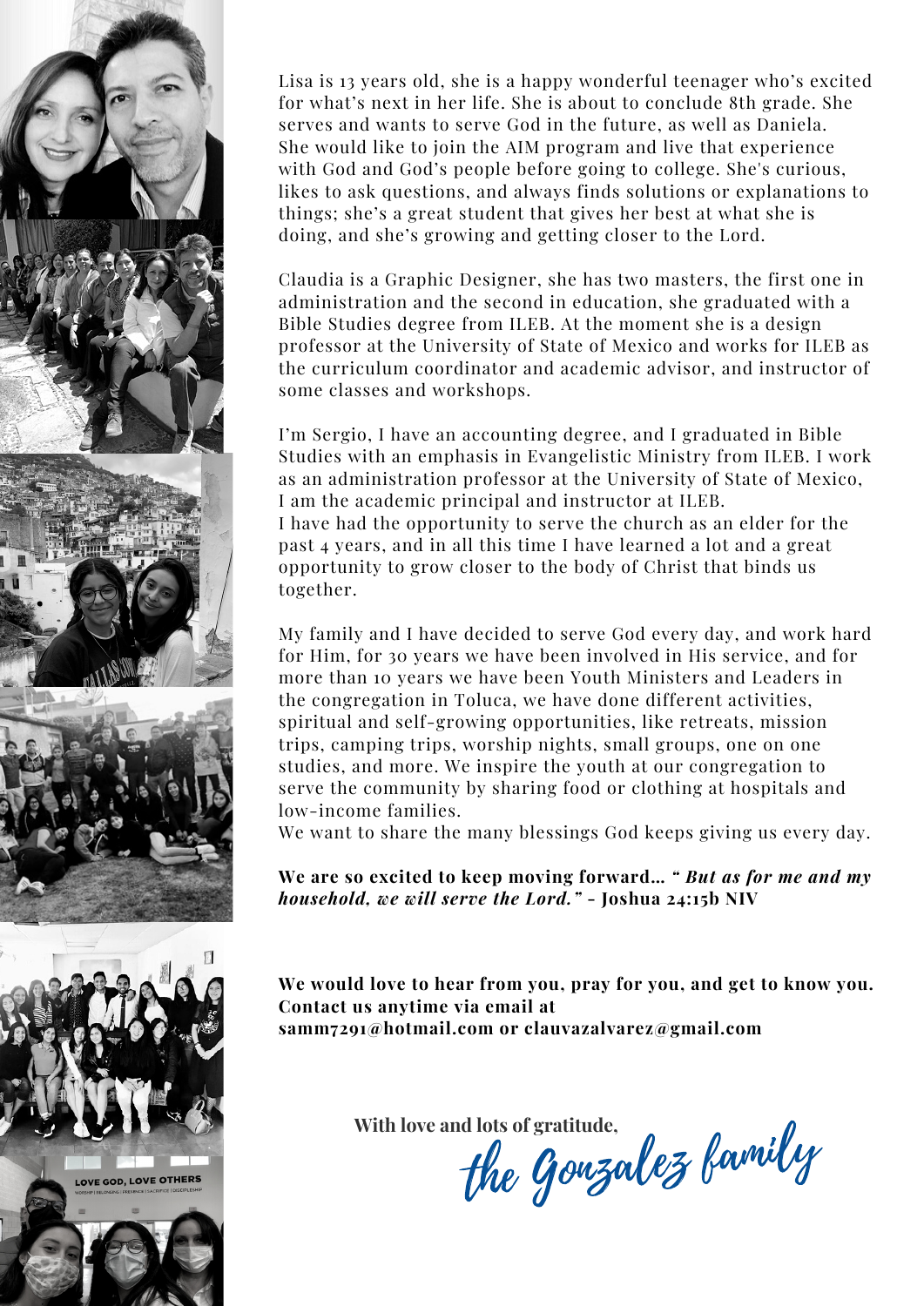Lisa is 13 years old, she is a happy wonderful teenager who's excited for what's next in her life. She is about to conclude 8th grade. She serves and wants to serve God in the future, as well as Daniela. She would like to join the AIM program and live that experience with God and God's people before going to college. She's curious, likes to ask questions, and always finds solutions or explanations to things; she's a great student that gives her best at what she is doing, and she's growing and getting closer to the Lord.

Claudia is a Graphic Designer, she has two masters, the first one in administration and the second in education, she graduated with a Bible Studies degree from ILEB. At the moment she is a design professor at the University of State of Mexico and works for ILEB as the curriculum coordinator and academic advisor, and instructor of some classes and workshops.

I'm Sergio, I have an accounting degree, and I graduated in Bible Studies with an emphasis in Evangelistic Ministry from ILEB. I work as an administration professor at the University of State of Mexico, I am the academic principal and instructor at ILEB.
I have had the opportunity to serve the church as an elder for the past 4 years, and in all this time I have learned a lot and a great opportunity to grow closer to the body of Christ that binds us together.

My family and I have decided to serve God every day, and work hard for Him, for 30 years we have been involved in His service, and for more than 10 years we have been Youth Ministers and Leaders in the congregation in Toluca, we have done different activities, spiritual and self-growing opportunities, like retreats, mission trips, camping trips, worship nights, small groups, one on one studies, and more. We inspire the youth at our congregation to serve the community by sharing food or clothing at hospitals and low-income families.
We want to share the many blessings God keeps giving us every day.

**We are so excited to keep moving forward... *" But as for me and my household, we will serve the Lord."* - Joshua 24:15b NIV**

**We would love to hear from you, pray for you, and get to know you. Contact us anytime via email at samm7291@hotmail.com or clauvazalvarez@gmail.com**

**With love and lots of gratitude,**

*the Gonzalez family*